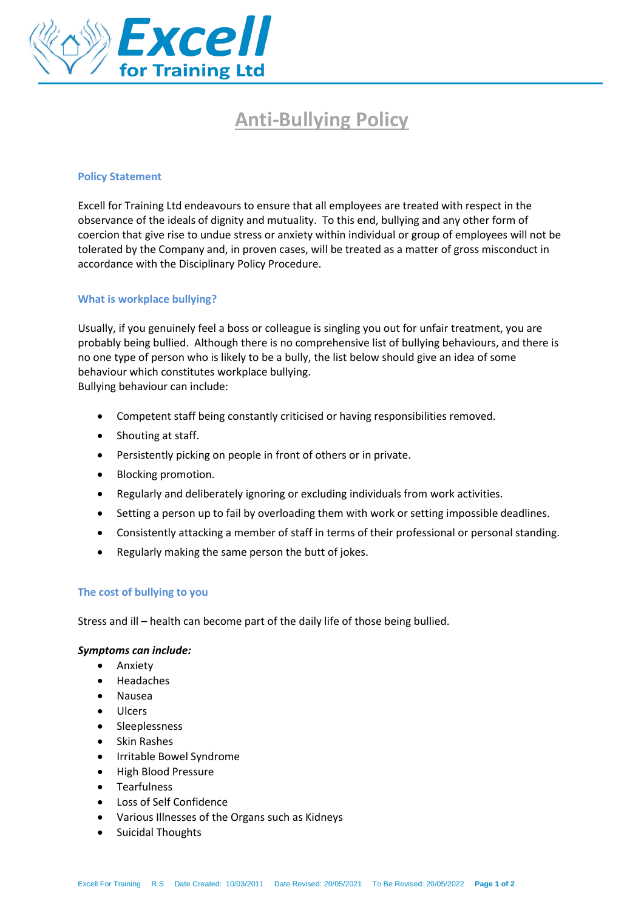# Anti-Bullying Policy

## Policy Statement

Excell for Training Ltd endeavours to ensure that all employees are treated with respect in the observance of the ideals of dignity and mutuality. To this end, bullying and any other form of coercion that give rise to undue stress or anxiety within individual or group of employees will not be tolerated by the Company and, in proven cases, will be treated as a matter of gross misconduct in accordance with the Disciplinary Policy Procedure.

## What is workplace bullying?

Usually, if you genuinely feel a boss or colleague is singling you out for unfair treatment, you are probably being bullied. Although there is no comprehensive list of bullying behaviours, and there is no one type of person who is likely to be a bully, the list below should give an idea of some behaviour which constitutes workplace bullying.
Bullying behaviour can include:

- Competent staff being constantly criticised or having responsibilities removed.
- Shouting at staff.
- Persistently picking on people in front of others or in private.
- Blocking promotion.
- Regularly and deliberately ignoring or excluding individuals from work activities.
- Setting a person up to fail by overloading them with work or setting impossible deadlines.
- Consistently attacking a member of staff in terms of their professional or personal standing.
- Regularly making the same person the butt of jokes.

## The cost of bullying to you

Stress and ill – health can become part of the daily life of those being bullied.

***Symptoms can include:***

- Anxiety
- Headaches
- Nausea
- Ulcers
- Sleeplessness
- Skin Rashes
- Irritable Bowel Syndrome
- High Blood Pressure
- Tearfulness
- Loss of Self Confidence
- Various Illnesses of the Organs such as Kidneys
- Suicidal Thoughts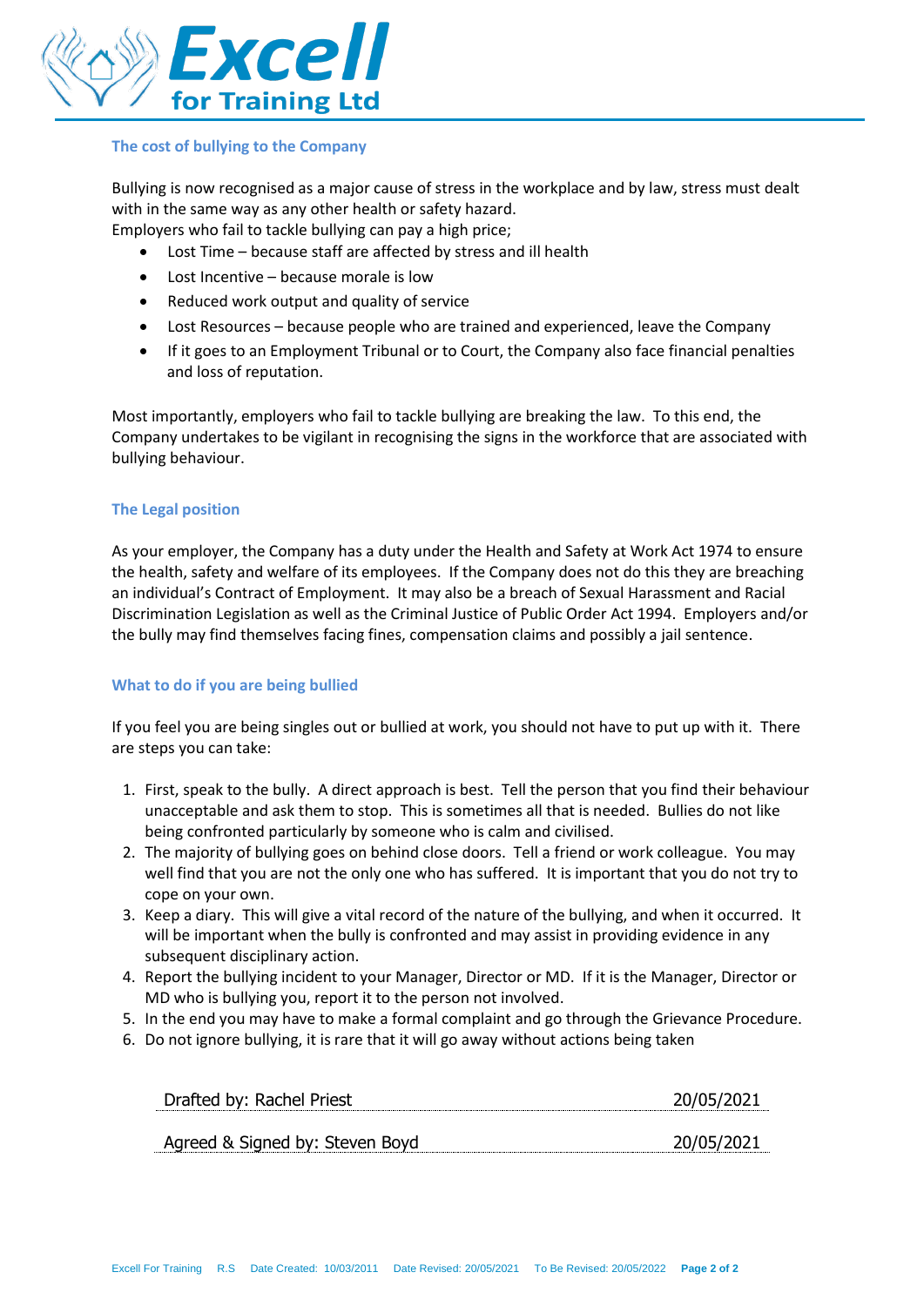### The cost of bullying to the Company

Bullying is now recognised as a major cause of stress in the workplace and by law, stress must dealt with in the same way as any other health or safety hazard.
Employers who fail to tackle bullying can pay a high price;

- Lost Time – because staff are affected by stress and ill health
- Lost Incentive – because morale is low
- Reduced work output and quality of service
- Lost Resources – because people who are trained and experienced, leave the Company
- If it goes to an Employment Tribunal or to Court, the Company also face financial penalties and loss of reputation.

Most importantly, employers who fail to tackle bullying are breaking the law. To this end, the Company undertakes to be vigilant in recognising the signs in the workforce that are associated with bullying behaviour.

### The Legal position

As your employer, the Company has a duty under the Health and Safety at Work Act 1974 to ensure the health, safety and welfare of its employees. If the Company does not do this they are breaching an individual's Contract of Employment. It may also be a breach of Sexual Harassment and Racial Discrimination Legislation as well as the Criminal Justice of Public Order Act 1994. Employers and/or the bully may find themselves facing fines, compensation claims and possibly a jail sentence.

### What to do if you are being bullied

If you feel you are being singles out or bullied at work, you should not have to put up with it. There are steps you can take:

1. First, speak to the bully. A direct approach is best. Tell the person that you find their behaviour unacceptable and ask them to stop. This is sometimes all that is needed. Bullies do not like being confronted particularly by someone who is calm and civilised.
2. The majority of bullying goes on behind close doors. Tell a friend or work colleague. You may well find that you are not the only one who has suffered. It is important that you do not try to cope on your own.
3. Keep a diary. This will give a vital record of the nature of the bullying, and when it occurred. It will be important when the bully is confronted and may assist in providing evidence in any subsequent disciplinary action.
4. Report the bullying incident to your Manager, Director or MD. If it is the Manager, Director or MD who is bullying you, report it to the person not involved.
5. In the end you may have to make a formal complaint and go through the Grievance Procedure.
6. Do not ignore bullying, it is rare that it will go away without actions being taken

| | |
|---|---|
| Drafted by: Rachel Priest | 20/05/2021 |
| Agreed & Signed by: Steven Boyd | 20/05/2021 |